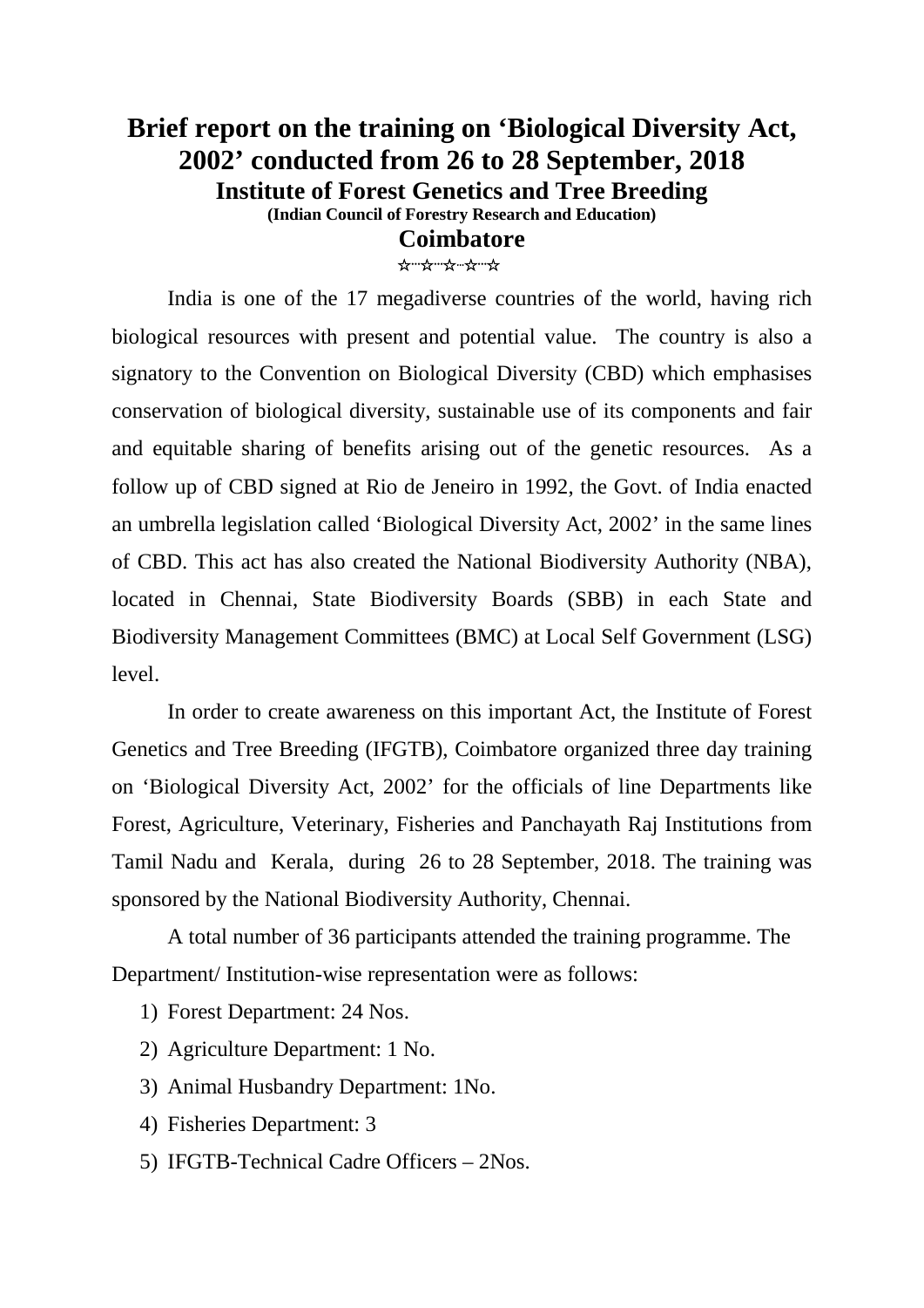# Brief report on the training on 'Biological Diversity Act, 2002' conducted from 26 to 28 September, 2018

## Institute of Forest Genetics and Tree Breeding

**(Indian Council of Forestry Research and Education)**

## Coimbatore

☆┄☆┄☆┄☆┄☆

India is one of the 17 megadiverse countries of the world, having rich biological resources with present and potential value. The country is also a signatory to the Convention on Biological Diversity (CBD) which emphasises conservation of biological diversity, sustainable use of its components and fair and equitable sharing of benefits arising out of the genetic resources. As a follow up of CBD signed at Rio de Jeneiro in 1992, the Govt. of India enacted an umbrella legislation called 'Biological Diversity Act, 2002' in the same lines of CBD. This act has also created the National Biodiversity Authority (NBA), located in Chennai, State Biodiversity Boards (SBB) in each State and Biodiversity Management Committees (BMC) at Local Self Government (LSG) level.

In order to create awareness on this important Act, the Institute of Forest Genetics and Tree Breeding (IFGTB), Coimbatore organized three day training on 'Biological Diversity Act, 2002' for the officials of line Departments like Forest, Agriculture, Veterinary, Fisheries and Panchayath Raj Institutions from Tamil Nadu and Kerala, during 26 to 28 September, 2018. The training was sponsored by the National Biodiversity Authority, Chennai.

A total number of 36 participants attended the training programme. The Department/ Institution-wise representation were as follows:

1) Forest Department: 24 Nos.
2) Agriculture Department: 1 No.
3) Animal Husbandry Department: 1No.
4) Fisheries Department: 3
5) IFGTB-Technical Cadre Officers – 2Nos.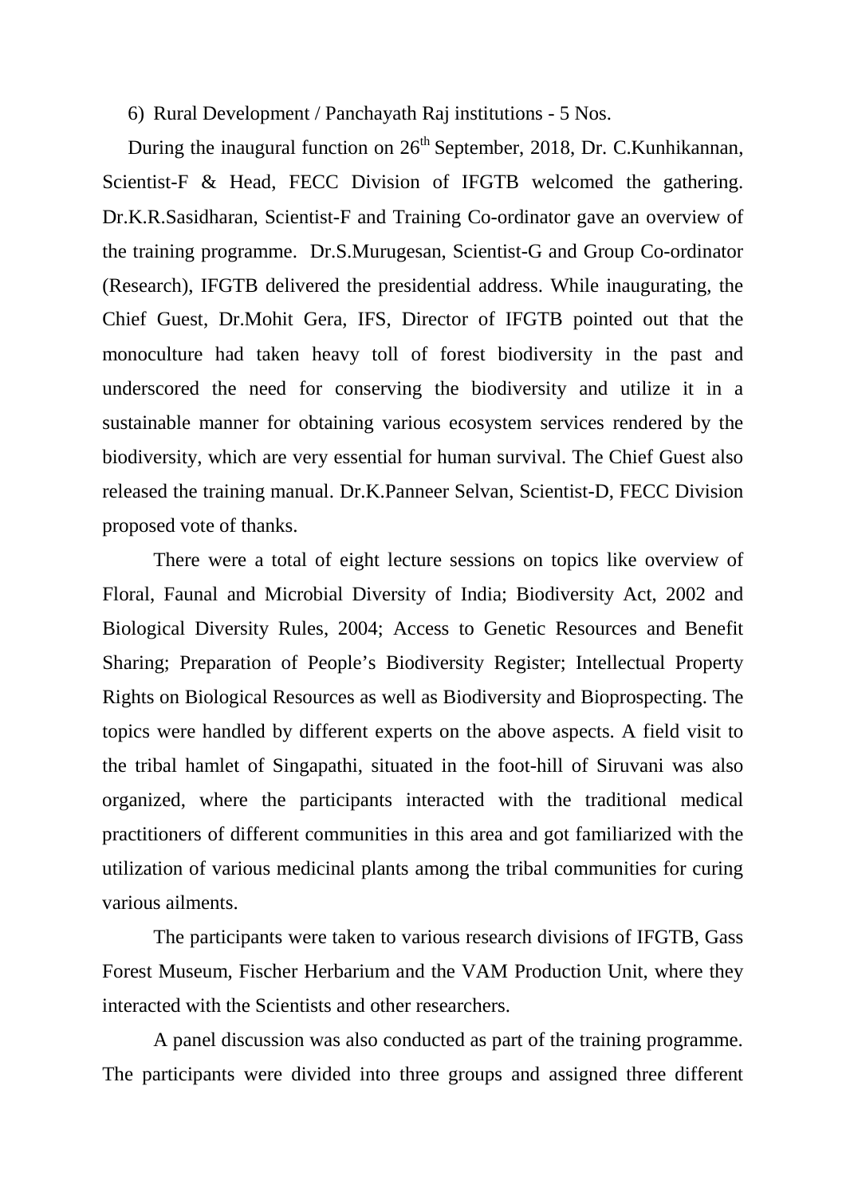6) Rural Development / Panchayath Raj institutions - 5 Nos.

During the inaugural function on 26th September, 2018, Dr. C.Kunhikannan, Scientist-F & Head, FECC Division of IFGTB welcomed the gathering. Dr.K.R.Sasidharan, Scientist-F and Training Co-ordinator gave an overview of the training programme. Dr.S.Murugesan, Scientist-G and Group Co-ordinator (Research), IFGTB delivered the presidential address. While inaugurating, the Chief Guest, Dr.Mohit Gera, IFS, Director of IFGTB pointed out that the monoculture had taken heavy toll of forest biodiversity in the past and underscored the need for conserving the biodiversity and utilize it in a sustainable manner for obtaining various ecosystem services rendered by the biodiversity, which are very essential for human survival. The Chief Guest also released the training manual. Dr.K.Panneer Selvan, Scientist-D, FECC Division proposed vote of thanks.

There were a total of eight lecture sessions on topics like overview of Floral, Faunal and Microbial Diversity of India; Biodiversity Act, 2002 and Biological Diversity Rules, 2004; Access to Genetic Resources and Benefit Sharing; Preparation of People's Biodiversity Register; Intellectual Property Rights on Biological Resources as well as Biodiversity and Bioprospecting. The topics were handled by different experts on the above aspects. A field visit to the tribal hamlet of Singapathi, situated in the foot-hill of Siruvani was also organized, where the participants interacted with the traditional medical practitioners of different communities in this area and got familiarized with the utilization of various medicinal plants among the tribal communities for curing various ailments.

The participants were taken to various research divisions of IFGTB, Gass Forest Museum, Fischer Herbarium and the VAM Production Unit, where they interacted with the Scientists and other researchers.

A panel discussion was also conducted as part of the training programme. The participants were divided into three groups and assigned three different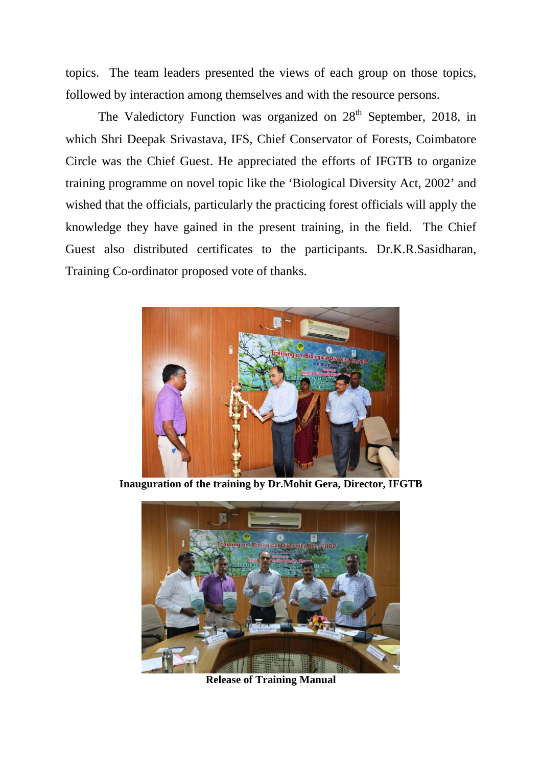topics. The team leaders presented the views of each group on those topics, followed by interaction among themselves and with the resource persons.

The Valedictory Function was organized on 28th September, 2018, in which Shri Deepak Srivastava, IFS, Chief Conservator of Forests, Coimbatore Circle was the Chief Guest. He appreciated the efforts of IFGTB to organize training programme on novel topic like the 'Biological Diversity Act, 2002' and wished that the officials, particularly the practicing forest officials will apply the knowledge they have gained in the present training, in the field. The Chief Guest also distributed certificates to the participants. Dr.K.R.Sasidharan, Training Co-ordinator proposed vote of thanks.

**Inauguration of the training by Dr.Mohit Gera, Director, IFGTB**

**Release of Training Manual**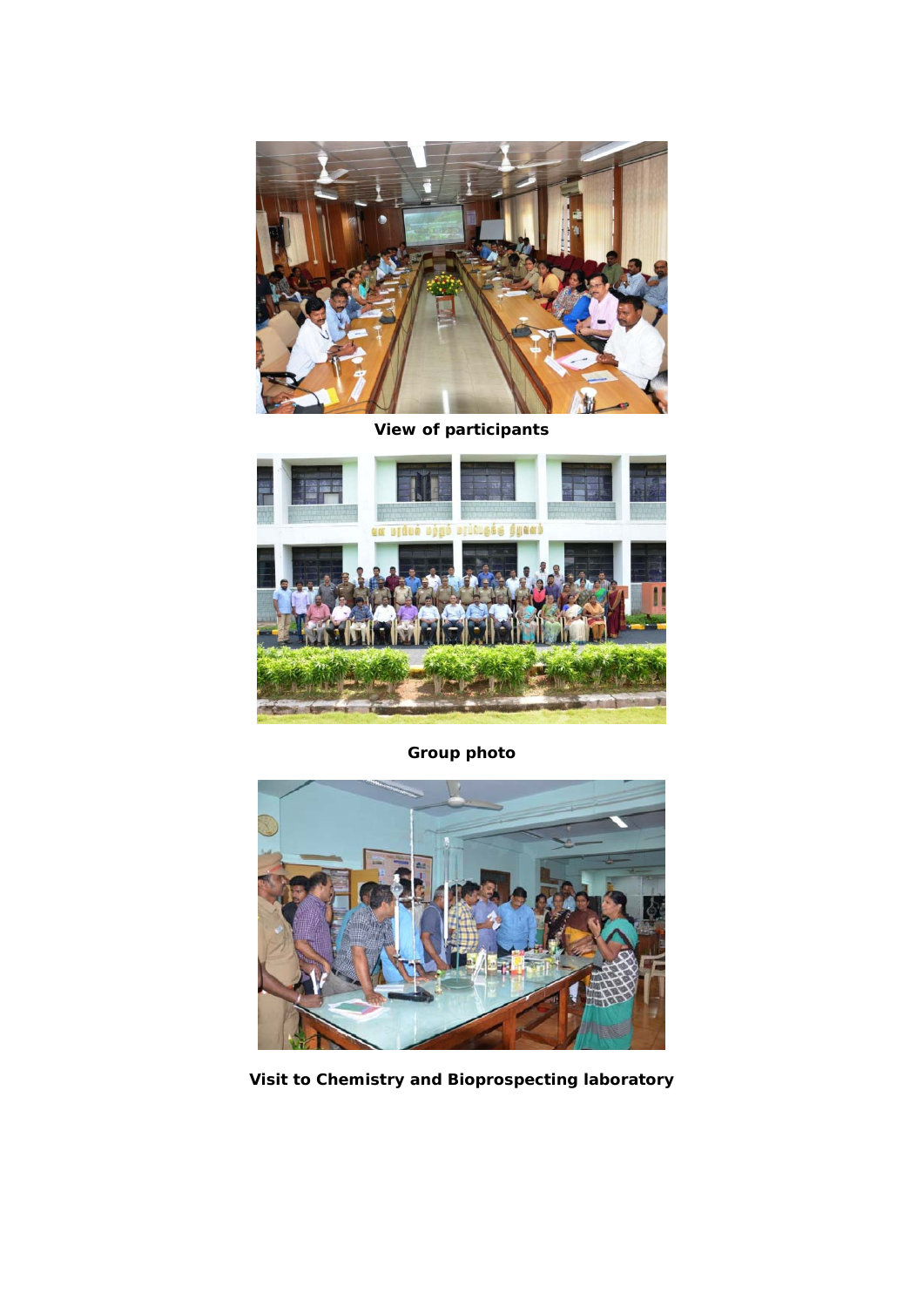**View of participants**

**Group photo**

**Visit to Chemistry and Bioprospecting laboratory**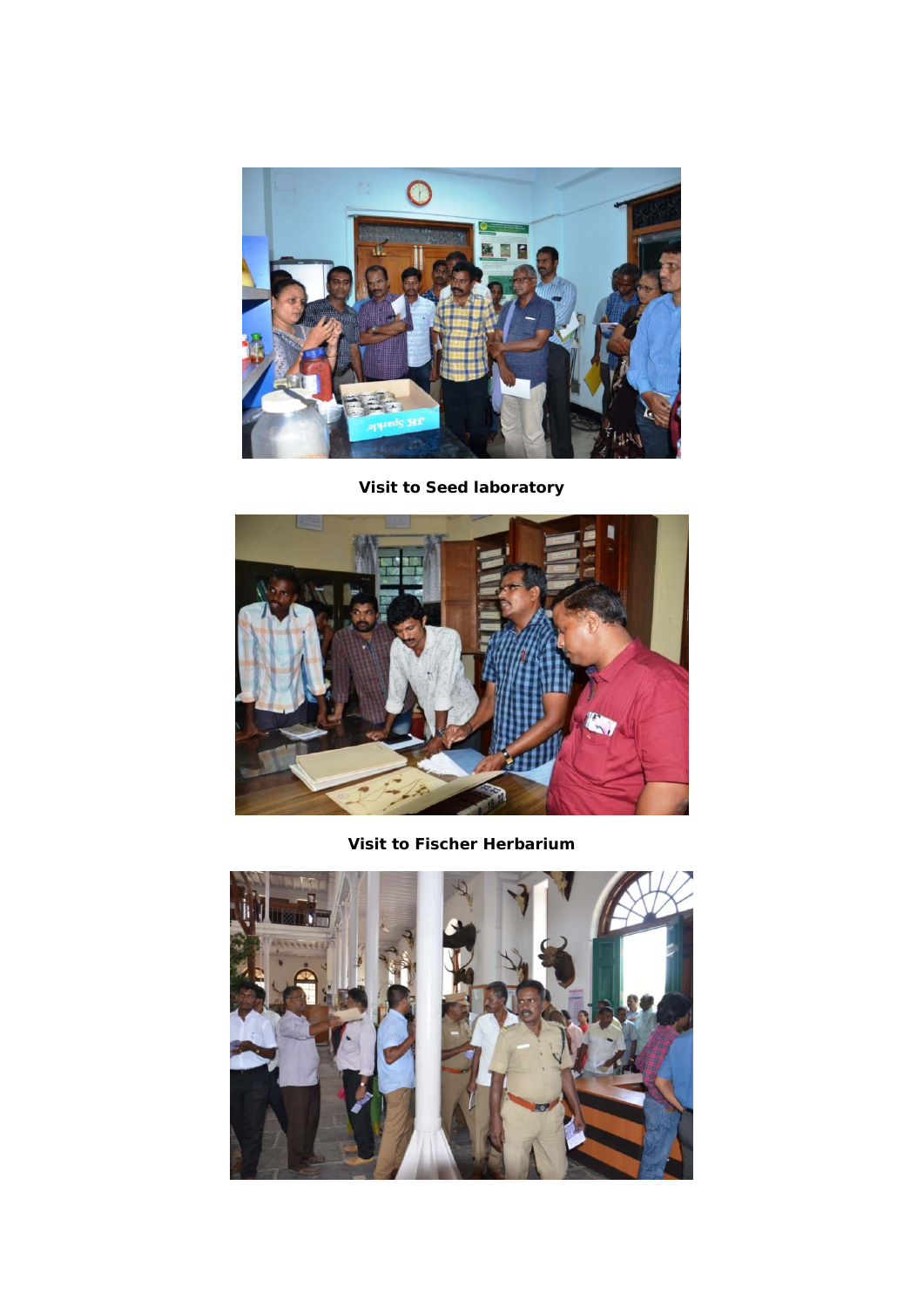**Visit to Seed laboratory**

**Visit to Fischer Herbarium**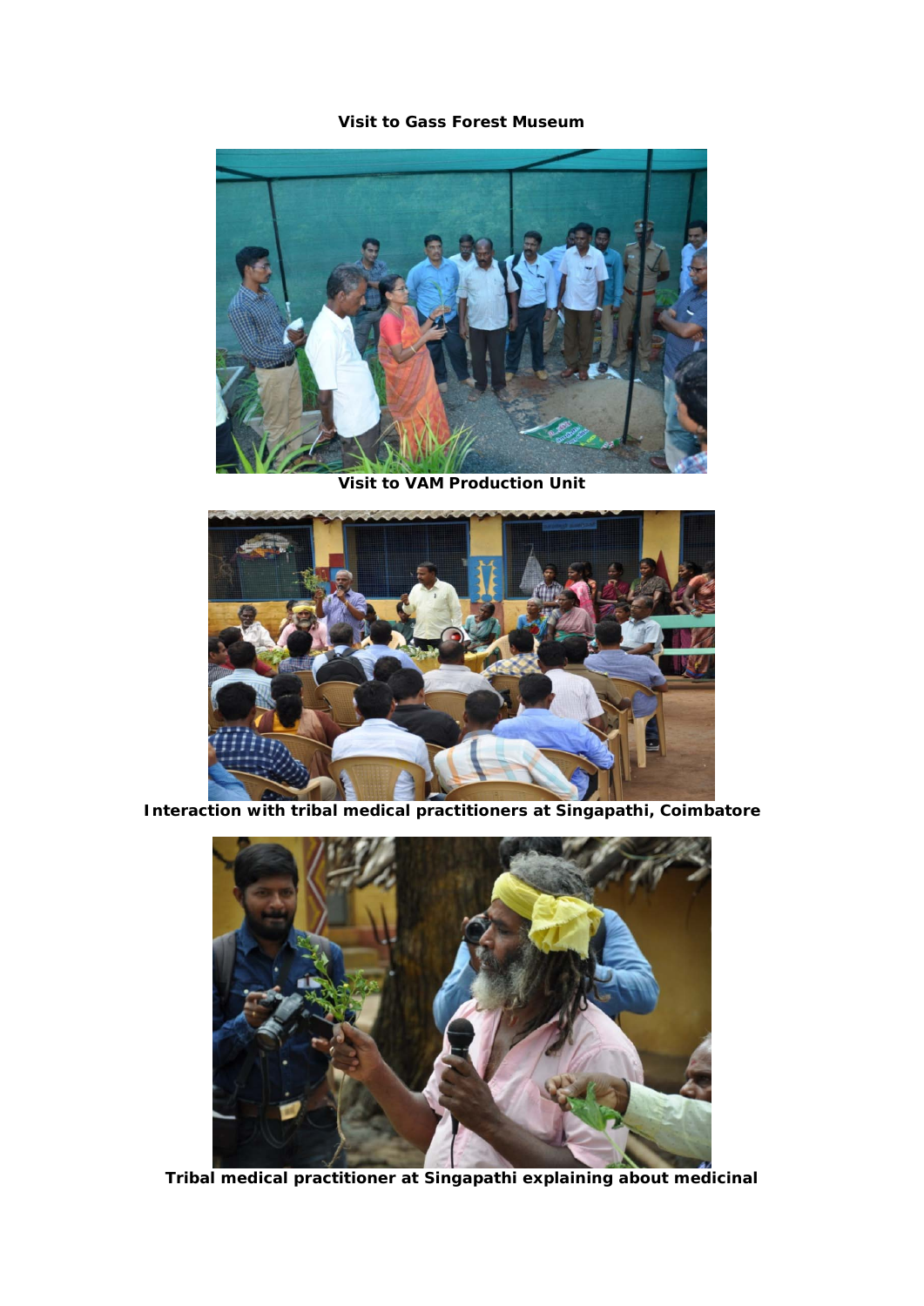**Visit to Gass Forest Museum**

**Visit to VAM Production Unit**

**Interaction with tribal medical practitioners at Singapathi, Coimbatore**

**Tribal medical practitioner at Singapathi explaining about medicinal**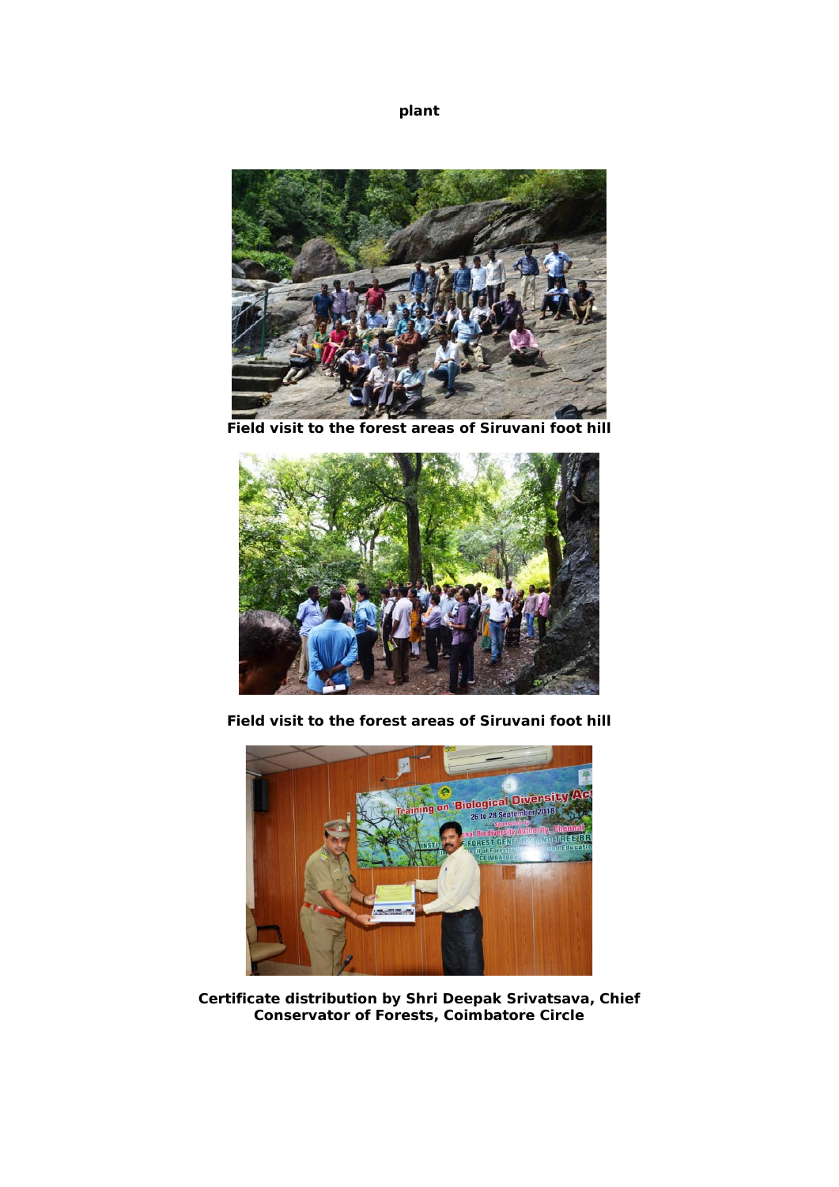plant

Field visit to the forest areas of Siruvani foot hill

Field visit to the forest areas of Siruvani foot hill

Certificate distribution by Shri Deepak Srivatsava, Chief Conservator of Forests, Coimbatore Circle